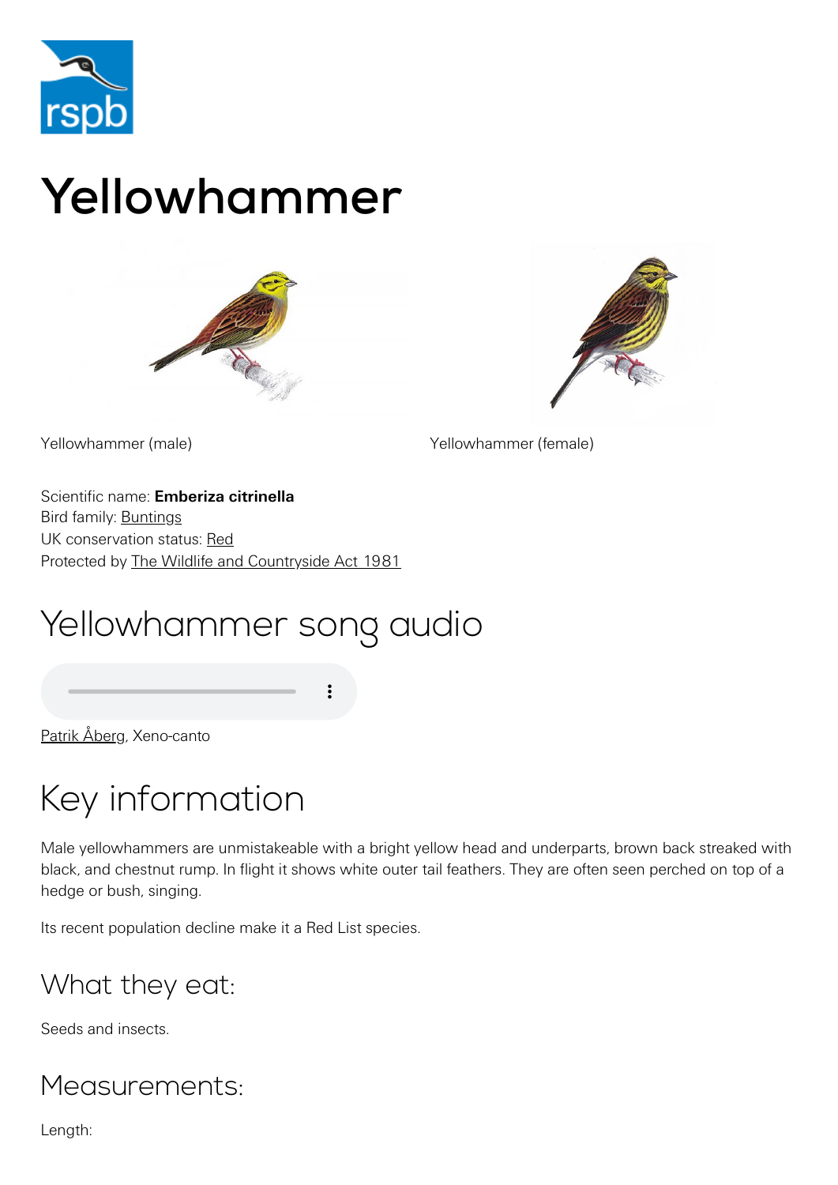# Yellowhammer

Yellowhammer (male)

Yellowhammer (female)

Scientific name: **Emberiza citrinella**
Bird family: Buntings
UK conservation status: Red
Protected by The Wildlife and Countryside Act 1981

## Yellowhammer song audio

Patrik Åberg, Xeno-canto

## Key information

Male yellowhammers are unmistakeable with a bright yellow head and underparts, brown back streaked with black, and chestnut rump. In flight it shows white outer tail feathers. They are often seen perched on top of a hedge or bush, singing.

Its recent population decline make it a Red List species.

### What they eat:

Seeds and insects.

### Measurements:

Length: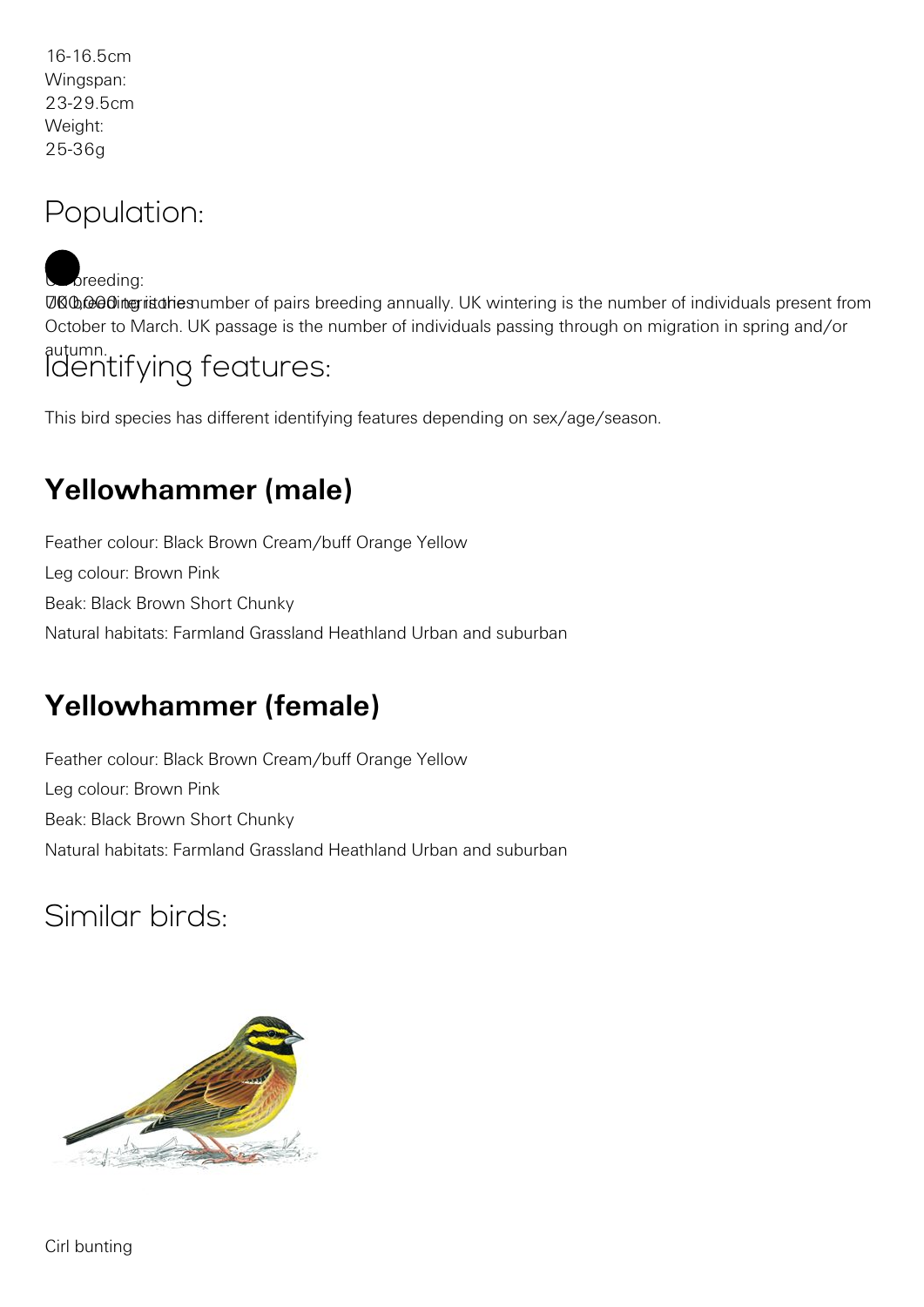16-16.5cm
Wingspan:
23-29.5cm
Weight:
25-36g

## Population:

UK breeding:
700,000 territories

UK breeding is the number of pairs breeding annually. UK wintering is the number of individuals present from October to March. UK passage is the number of individuals passing through on migration in spring and/or autumn.

## Identifying features:

This bird species has different identifying features depending on sex/age/season.

### Yellowhammer (male)

Feather colour: Black Brown Cream/buff Orange Yellow

Leg colour: Brown Pink

Beak: Black Brown Short Chunky

Natural habitats: Farmland Grassland Heathland Urban and suburban

### Yellowhammer (female)

Feather colour: Black Brown Cream/buff Orange Yellow

Leg colour: Brown Pink

Beak: Black Brown Short Chunky

Natural habitats: Farmland Grassland Heathland Urban and suburban

## Similar birds:

Cirl bunting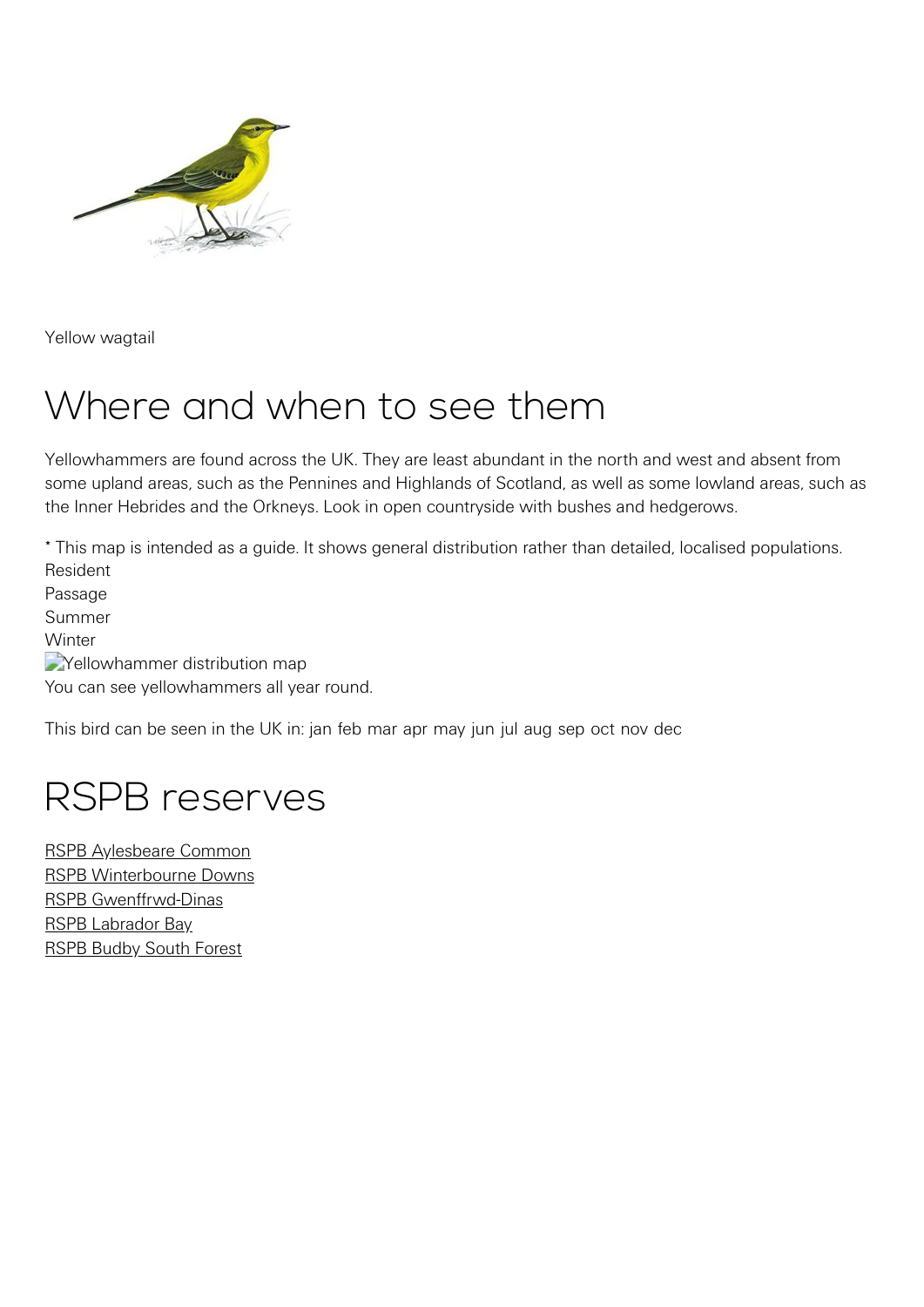Yellow wagtail

# Where and when to see them

Yellowhammers are found across the UK. They are least abundant in the north and west and absent from some upland areas, such as the Pennines and Highlands of Scotland, as well as some lowland areas, such as the Inner Hebrides and the Orkneys. Look in open countryside with bushes and hedgerows.

* This map is intended as a guide. It shows general distribution rather than detailed, localised populations.
Resident
Passage
Summer
Winter
Yellowhammer distribution map
You can see yellowhammers all year round.

This bird can be seen in the UK in: jan feb mar apr may jun jul aug sep oct nov dec

# RSPB reserves

RSPB Aylesbeare Common
RSPB Winterbourne Downs
RSPB Gwenffrwd-Dinas
RSPB Labrador Bay
RSPB Budby South Forest